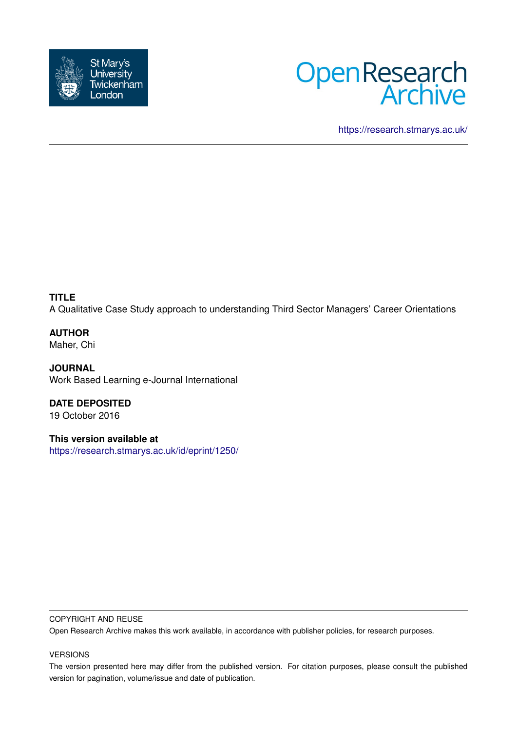St Mary's University Twickenham London

Open Research Archive

https://research.stmarys.ac.uk/

**TITLE**
A Qualitative Case Study approach to understanding Third Sector Managers' Career Orientations

**AUTHOR**
Maher, Chi

**JOURNAL**
Work Based Learning e-Journal International

**DATE DEPOSITED**
19 October 2016

**This version available at**
https://research.stmarys.ac.uk/id/eprint/1250/

COPYRIGHT AND REUSE

Open Research Archive makes this work available, in accordance with publisher policies, for research purposes.

VERSIONS

The version presented here may differ from the published version. For citation purposes, please consult the published version for pagination, volume/issue and date of publication.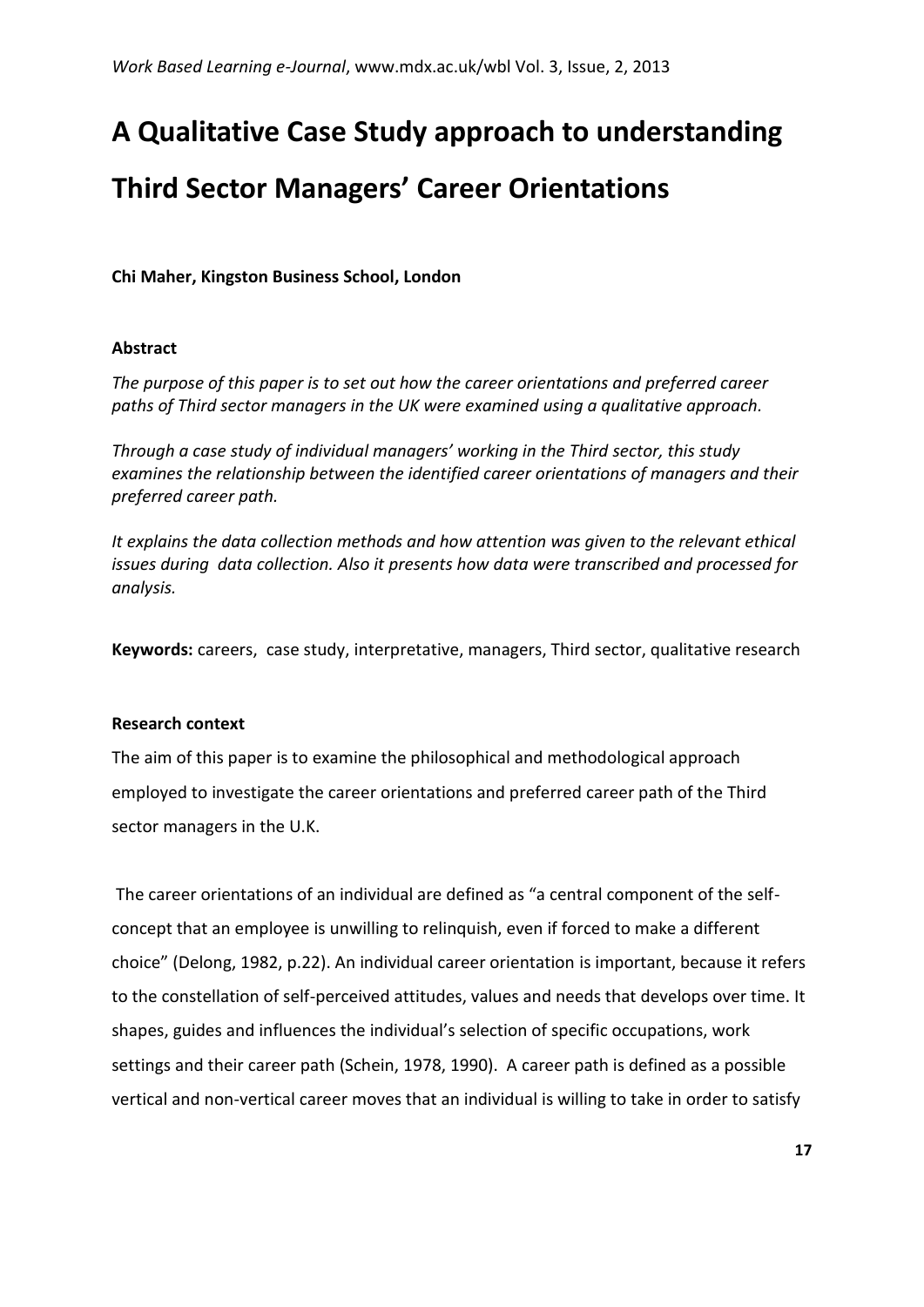# A Qualitative Case Study approach to understanding Third Sector Managers' Career Orientations

**Chi Maher, Kingston Business School, London**

**Abstract**

*The purpose of this paper is to set out how the career orientations and preferred career paths of Third sector managers in the UK were examined using a qualitative approach.*

*Through a case study of individual managers' working in the Third sector, this study examines the relationship between the identified career orientations of managers and their preferred career path.*

*It explains the data collection methods and how attention was given to the relevant ethical issues during data collection. Also it presents how data were transcribed and processed for analysis.*

**Keywords:** careers, case study, interpretative, managers, Third sector, qualitative research

**Research context**

The aim of this paper is to examine the philosophical and methodological approach employed to investigate the career orientations and preferred career path of the Third sector managers in the U.K.

The career orientations of an individual are defined as "a central component of the self-concept that an employee is unwilling to relinquish, even if forced to make a different choice" (Delong, 1982, p.22). An individual career orientation is important, because it refers to the constellation of self-perceived attitudes, values and needs that develops over time. It shapes, guides and influences the individual's selection of specific occupations, work settings and their career path (Schein, 1978, 1990). A career path is defined as a possible vertical and non-vertical career moves that an individual is willing to take in order to satisfy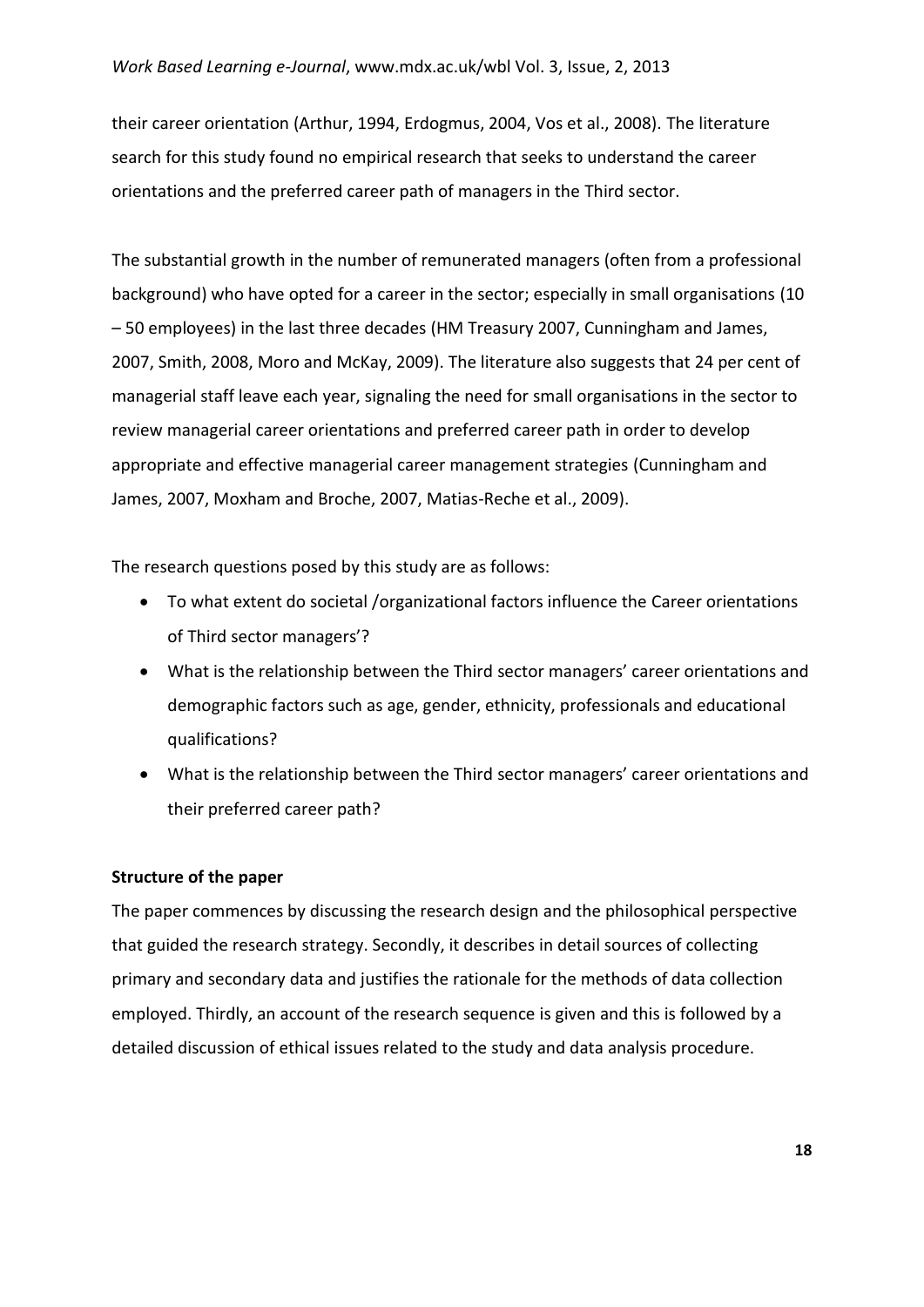their career orientation (Arthur, 1994, Erdogmus, 2004, Vos et al., 2008). The literature search for this study found no empirical research that seeks to understand the career orientations and the preferred career path of managers in the Third sector.

The substantial growth in the number of remunerated managers (often from a professional background) who have opted for a career in the sector; especially in small organisations (10 – 50 employees) in the last three decades (HM Treasury 2007, Cunningham and James, 2007, Smith, 2008, Moro and McKay, 2009). The literature also suggests that 24 per cent of managerial staff leave each year, signaling the need for small organisations in the sector to review managerial career orientations and preferred career path in order to develop appropriate and effective managerial career management strategies (Cunningham and James, 2007, Moxham and Broche, 2007, Matias-Reche et al., 2009).

The research questions posed by this study are as follows:

- To what extent do societal /organizational factors influence the Career orientations of Third sector managers'?
- What is the relationship between the Third sector managers' career orientations and demographic factors such as age, gender, ethnicity, professionals and educational qualifications?
- What is the relationship between the Third sector managers' career orientations and their preferred career path?

**Structure of the paper**

The paper commences by discussing the research design and the philosophical perspective that guided the research strategy. Secondly, it describes in detail sources of collecting primary and secondary data and justifies the rationale for the methods of data collection employed. Thirdly, an account of the research sequence is given and this is followed by a detailed discussion of ethical issues related to the study and data analysis procedure.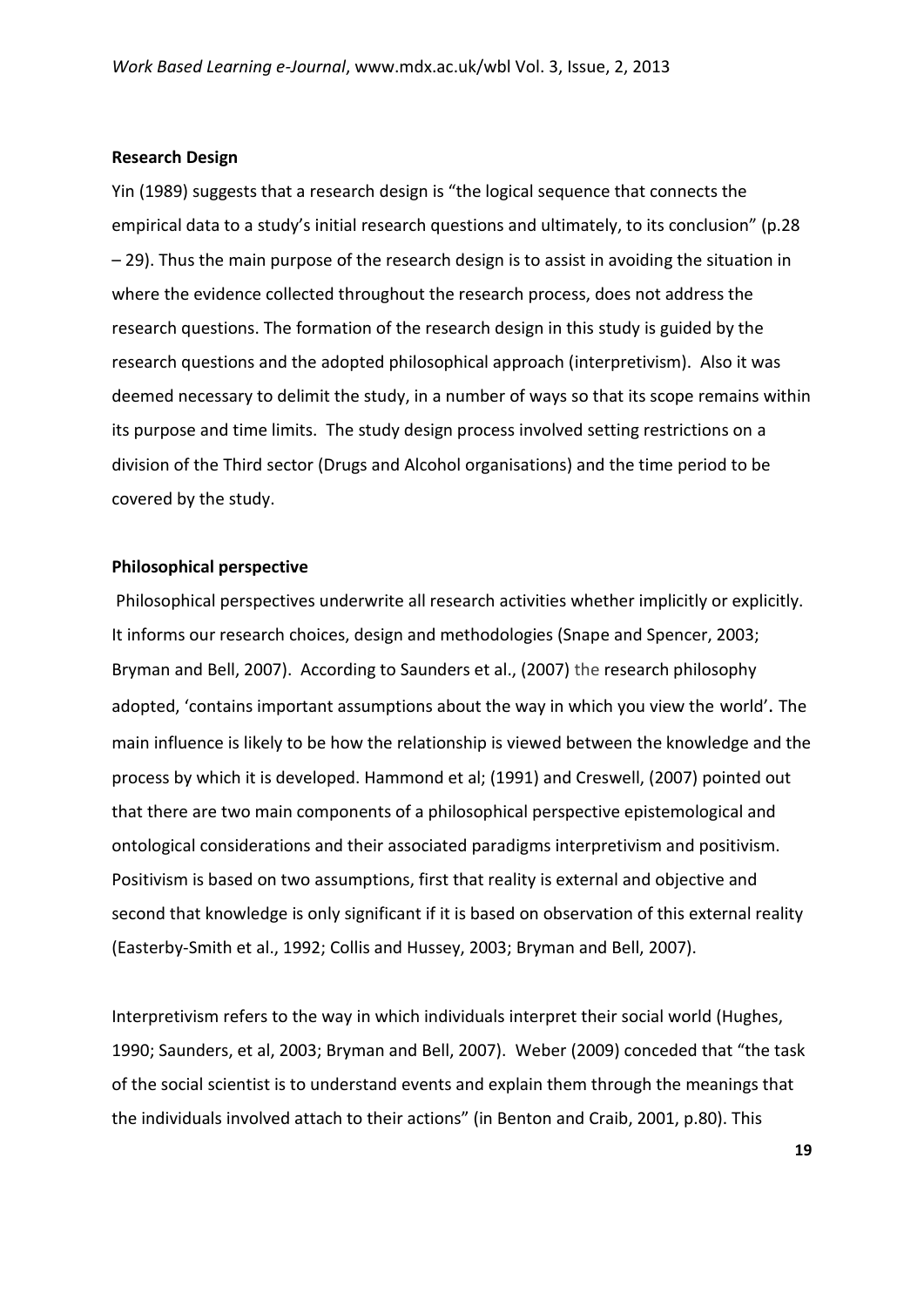**Research Design**

Yin (1989) suggests that a research design is "the logical sequence that connects the empirical data to a study's initial research questions and ultimately, to its conclusion" (p.28 – 29). Thus the main purpose of the research design is to assist in avoiding the situation in where the evidence collected throughout the research process, does not address the research questions. The formation of the research design in this study is guided by the research questions and the adopted philosophical approach (interpretivism). Also it was deemed necessary to delimit the study, in a number of ways so that its scope remains within its purpose and time limits. The study design process involved setting restrictions on a division of the Third sector (Drugs and Alcohol organisations) and the time period to be covered by the study.

**Philosophical perspective**

Philosophical perspectives underwrite all research activities whether implicitly or explicitly. It informs our research choices, design and methodologies (Snape and Spencer, 2003; Bryman and Bell, 2007). According to Saunders et al., (2007) the research philosophy adopted, 'contains important assumptions about the way in which you view the world'. The main influence is likely to be how the relationship is viewed between the knowledge and the process by which it is developed. Hammond et al; (1991) and Creswell, (2007) pointed out that there are two main components of a philosophical perspective epistemological and ontological considerations and their associated paradigms interpretivism and positivism. Positivism is based on two assumptions, first that reality is external and objective and second that knowledge is only significant if it is based on observation of this external reality (Easterby-Smith et al., 1992; Collis and Hussey, 2003; Bryman and Bell, 2007).

Interpretivism refers to the way in which individuals interpret their social world (Hughes, 1990; Saunders, et al, 2003; Bryman and Bell, 2007). Weber (2009) conceded that "the task of the social scientist is to understand events and explain them through the meanings that the individuals involved attach to their actions" (in Benton and Craib, 2001, p.80). This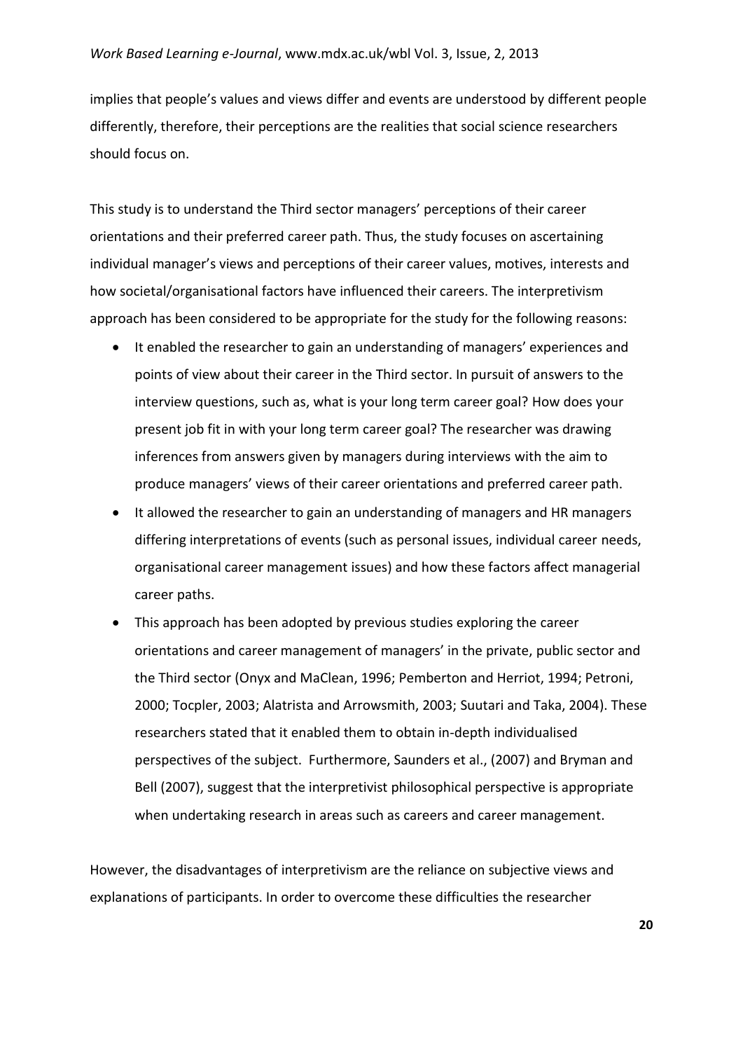implies that people's values and views differ and events are understood by different people differently, therefore, their perceptions are the realities that social science researchers should focus on.

This study is to understand the Third sector managers' perceptions of their career orientations and their preferred career path. Thus, the study focuses on ascertaining individual manager's views and perceptions of their career values, motives, interests and how societal/organisational factors have influenced their careers. The interpretivism approach has been considered to be appropriate for the study for the following reasons:

- It enabled the researcher to gain an understanding of managers' experiences and points of view about their career in the Third sector. In pursuit of answers to the interview questions, such as, what is your long term career goal? How does your present job fit in with your long term career goal? The researcher was drawing inferences from answers given by managers during interviews with the aim to produce managers' views of their career orientations and preferred career path.
- It allowed the researcher to gain an understanding of managers and HR managers differing interpretations of events (such as personal issues, individual career needs, organisational career management issues) and how these factors affect managerial career paths.
- This approach has been adopted by previous studies exploring the career orientations and career management of managers' in the private, public sector and the Third sector (Onyx and MaClean, 1996; Pemberton and Herriot, 1994; Petroni, 2000; Tocpler, 2003; Alatrista and Arrowsmith, 2003; Suutari and Taka, 2004). These researchers stated that it enabled them to obtain in-depth individualised perspectives of the subject. Furthermore, Saunders et al., (2007) and Bryman and Bell (2007), suggest that the interpretivist philosophical perspective is appropriate when undertaking research in areas such as careers and career management.

However, the disadvantages of interpretivism are the reliance on subjective views and explanations of participants. In order to overcome these difficulties the researcher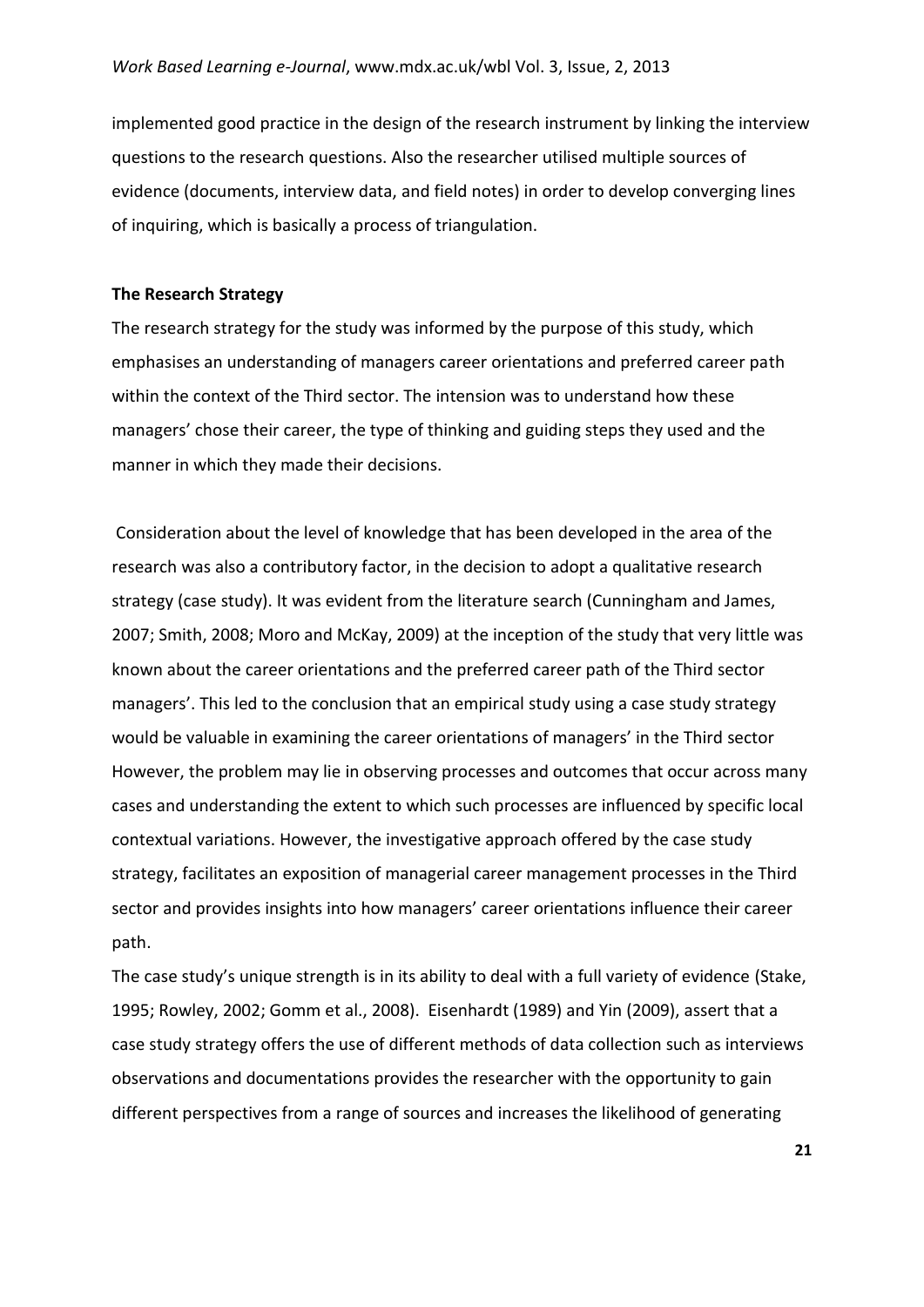implemented good practice in the design of the research instrument by linking the interview questions to the research questions. Also the researcher utilised multiple sources of evidence (documents, interview data, and field notes) in order to develop converging lines of inquiring, which is basically a process of triangulation.

**The Research Strategy**

The research strategy for the study was informed by the purpose of this study, which emphasises an understanding of managers career orientations and preferred career path within the context of the Third sector. The intension was to understand how these managers' chose their career, the type of thinking and guiding steps they used and the manner in which they made their decisions.

Consideration about the level of knowledge that has been developed in the area of the research was also a contributory factor, in the decision to adopt a qualitative research strategy (case study). It was evident from the literature search (Cunningham and James, 2007; Smith, 2008; Moro and McKay, 2009) at the inception of the study that very little was known about the career orientations and the preferred career path of the Third sector managers'. This led to the conclusion that an empirical study using a case study strategy would be valuable in examining the career orientations of managers' in the Third sector However, the problem may lie in observing processes and outcomes that occur across many cases and understanding the extent to which such processes are influenced by specific local contextual variations. However, the investigative approach offered by the case study strategy, facilitates an exposition of managerial career management processes in the Third sector and provides insights into how managers' career orientations influence their career path.

The case study's unique strength is in its ability to deal with a full variety of evidence (Stake, 1995; Rowley, 2002; Gomm et al., 2008). Eisenhardt (1989) and Yin (2009), assert that a case study strategy offers the use of different methods of data collection such as interviews observations and documentations provides the researcher with the opportunity to gain different perspectives from a range of sources and increases the likelihood of generating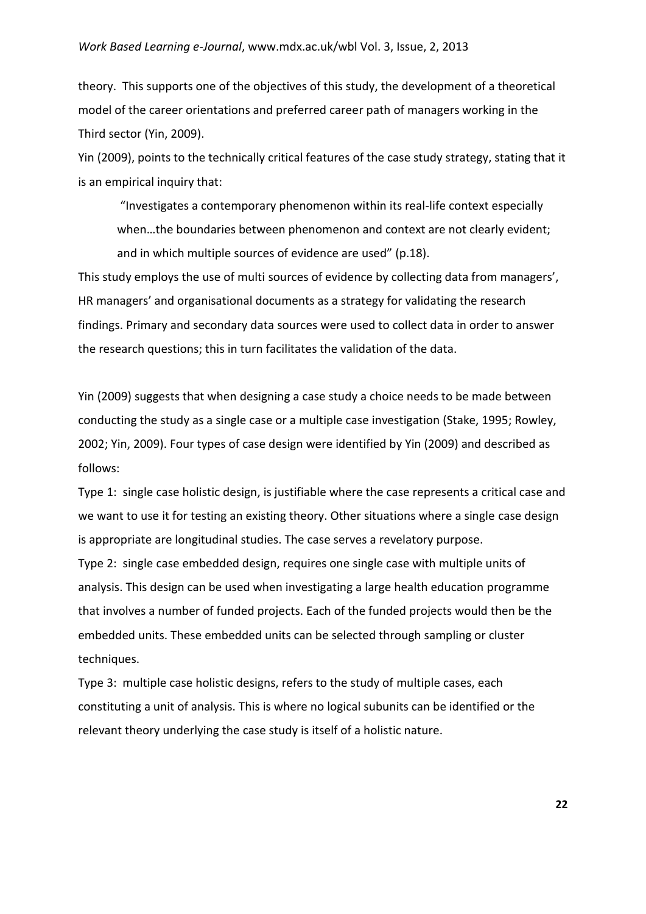theory. This supports one of the objectives of this study, the development of a theoretical model of the career orientations and preferred career path of managers working in the Third sector (Yin, 2009).

Yin (2009), points to the technically critical features of the case study strategy, stating that it is an empirical inquiry that:

> "Investigates a contemporary phenomenon within its real-life context especially when…the boundaries between phenomenon and context are not clearly evident; and in which multiple sources of evidence are used" (p.18).

This study employs the use of multi sources of evidence by collecting data from managers', HR managers' and organisational documents as a strategy for validating the research findings. Primary and secondary data sources were used to collect data in order to answer the research questions; this in turn facilitates the validation of the data.

Yin (2009) suggests that when designing a case study a choice needs to be made between conducting the study as a single case or a multiple case investigation (Stake, 1995; Rowley, 2002; Yin, 2009). Four types of case design were identified by Yin (2009) and described as follows:

Type 1: single case holistic design, is justifiable where the case represents a critical case and we want to use it for testing an existing theory. Other situations where a single case design is appropriate are longitudinal studies. The case serves a revelatory purpose.

Type 2: single case embedded design, requires one single case with multiple units of analysis. This design can be used when investigating a large health education programme that involves a number of funded projects. Each of the funded projects would then be the embedded units. These embedded units can be selected through sampling or cluster techniques.

Type 3: multiple case holistic designs, refers to the study of multiple cases, each constituting a unit of analysis. This is where no logical subunits can be identified or the relevant theory underlying the case study is itself of a holistic nature.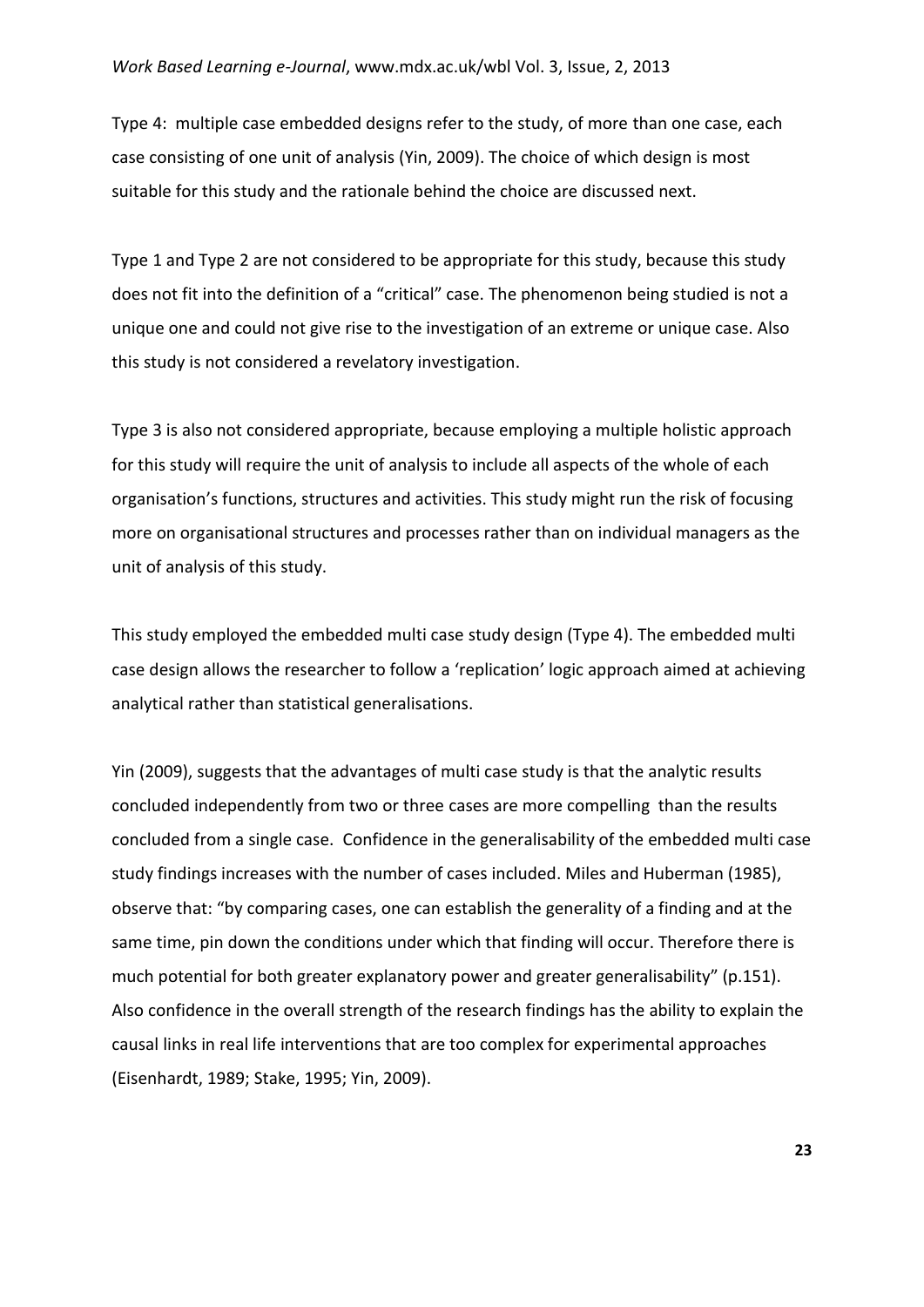Type 4: multiple case embedded designs refer to the study, of more than one case, each case consisting of one unit of analysis (Yin, 2009). The choice of which design is most suitable for this study and the rationale behind the choice are discussed next.

Type 1 and Type 2 are not considered to be appropriate for this study, because this study does not fit into the definition of a "critical" case. The phenomenon being studied is not a unique one and could not give rise to the investigation of an extreme or unique case. Also this study is not considered a revelatory investigation.

Type 3 is also not considered appropriate, because employing a multiple holistic approach for this study will require the unit of analysis to include all aspects of the whole of each organisation's functions, structures and activities. This study might run the risk of focusing more on organisational structures and processes rather than on individual managers as the unit of analysis of this study.

This study employed the embedded multi case study design (Type 4). The embedded multi case design allows the researcher to follow a 'replication' logic approach aimed at achieving analytical rather than statistical generalisations.

Yin (2009), suggests that the advantages of multi case study is that the analytic results concluded independently from two or three cases are more compelling than the results concluded from a single case. Confidence in the generalisability of the embedded multi case study findings increases with the number of cases included. Miles and Huberman (1985), observe that: "by comparing cases, one can establish the generality of a finding and at the same time, pin down the conditions under which that finding will occur. Therefore there is much potential for both greater explanatory power and greater generalisability" (p.151). Also confidence in the overall strength of the research findings has the ability to explain the causal links in real life interventions that are too complex for experimental approaches (Eisenhardt, 1989; Stake, 1995; Yin, 2009).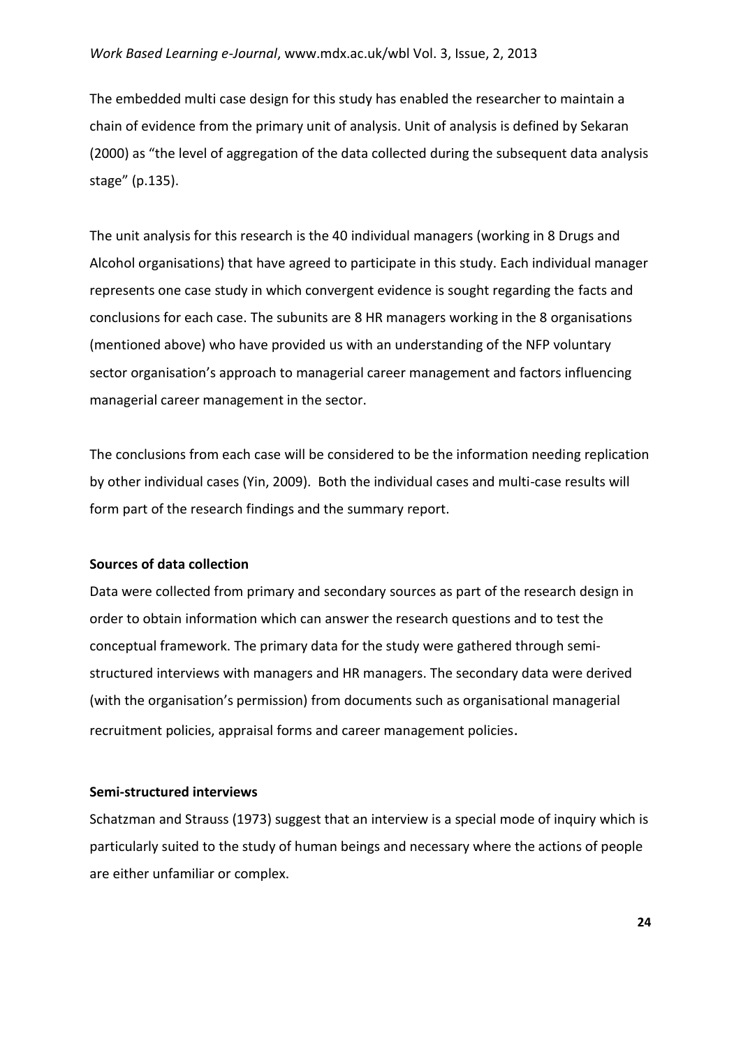The embedded multi case design for this study has enabled the researcher to maintain a chain of evidence from the primary unit of analysis. Unit of analysis is defined by Sekaran (2000) as "the level of aggregation of the data collected during the subsequent data analysis stage" (p.135).

The unit analysis for this research is the 40 individual managers (working in 8 Drugs and Alcohol organisations) that have agreed to participate in this study. Each individual manager represents one case study in which convergent evidence is sought regarding the facts and conclusions for each case. The subunits are 8 HR managers working in the 8 organisations (mentioned above) who have provided us with an understanding of the NFP voluntary sector organisation's approach to managerial career management and factors influencing managerial career management in the sector.

The conclusions from each case will be considered to be the information needing replication by other individual cases (Yin, 2009). Both the individual cases and multi-case results will form part of the research findings and the summary report.

**Sources of data collection**

Data were collected from primary and secondary sources as part of the research design in order to obtain information which can answer the research questions and to test the conceptual framework. The primary data for the study were gathered through semi-structured interviews with managers and HR managers. The secondary data were derived (with the organisation's permission) from documents such as organisational managerial recruitment policies, appraisal forms and career management policies.

**Semi-structured interviews**

Schatzman and Strauss (1973) suggest that an interview is a special mode of inquiry which is particularly suited to the study of human beings and necessary where the actions of people are either unfamiliar or complex.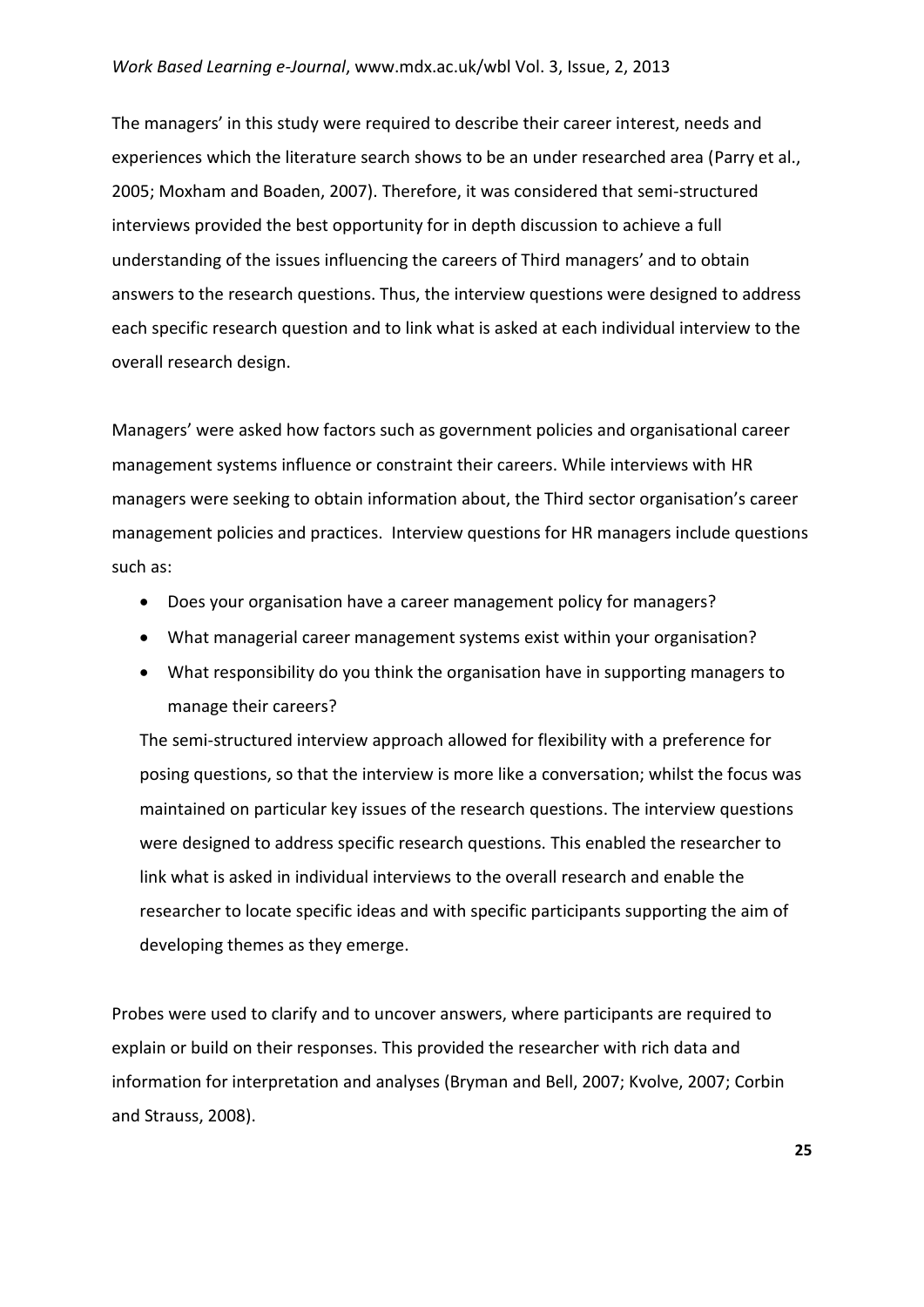The managers' in this study were required to describe their career interest, needs and experiences which the literature search shows to be an under researched area (Parry et al., 2005; Moxham and Boaden, 2007). Therefore, it was considered that semi-structured interviews provided the best opportunity for in depth discussion to achieve a full understanding of the issues influencing the careers of Third managers' and to obtain answers to the research questions. Thus, the interview questions were designed to address each specific research question and to link what is asked at each individual interview to the overall research design.

Managers' were asked how factors such as government policies and organisational career management systems influence or constraint their careers. While interviews with HR managers were seeking to obtain information about, the Third sector organisation's career management policies and practices. Interview questions for HR managers include questions such as:

- Does your organisation have a career management policy for managers?
- What managerial career management systems exist within your organisation?
- What responsibility do you think the organisation have in supporting managers to manage their careers?

The semi-structured interview approach allowed for flexibility with a preference for posing questions, so that the interview is more like a conversation; whilst the focus was maintained on particular key issues of the research questions. The interview questions were designed to address specific research questions. This enabled the researcher to link what is asked in individual interviews to the overall research and enable the researcher to locate specific ideas and with specific participants supporting the aim of developing themes as they emerge.

Probes were used to clarify and to uncover answers, where participants are required to explain or build on their responses. This provided the researcher with rich data and information for interpretation and analyses (Bryman and Bell, 2007; Kvolve, 2007; Corbin and Strauss, 2008).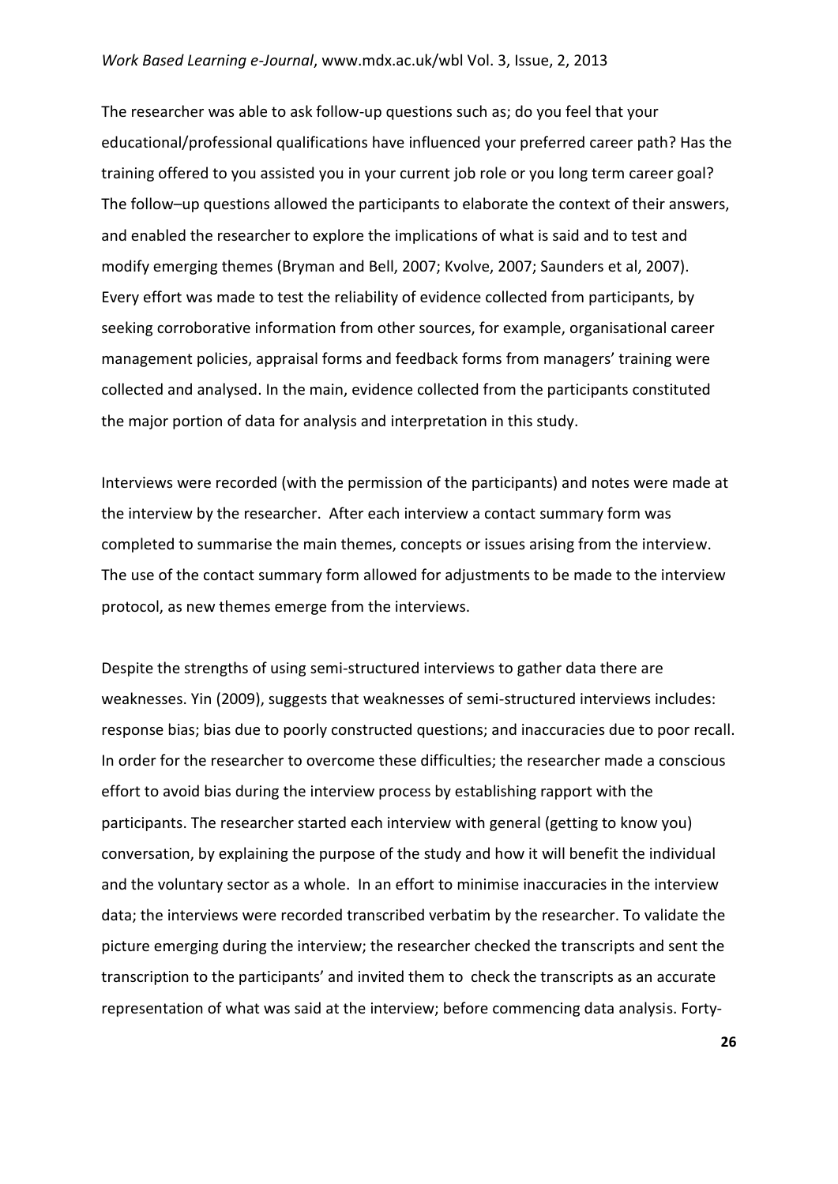The researcher was able to ask follow-up questions such as; do you feel that your educational/professional qualifications have influenced your preferred career path? Has the training offered to you assisted you in your current job role or you long term career goal? The follow–up questions allowed the participants to elaborate the context of their answers, and enabled the researcher to explore the implications of what is said and to test and modify emerging themes (Bryman and Bell, 2007; Kvolve, 2007; Saunders et al, 2007). Every effort was made to test the reliability of evidence collected from participants, by seeking corroborative information from other sources, for example, organisational career management policies, appraisal forms and feedback forms from managers' training were collected and analysed. In the main, evidence collected from the participants constituted the major portion of data for analysis and interpretation in this study.

Interviews were recorded (with the permission of the participants) and notes were made at the interview by the researcher. After each interview a contact summary form was completed to summarise the main themes, concepts or issues arising from the interview. The use of the contact summary form allowed for adjustments to be made to the interview protocol, as new themes emerge from the interviews.

Despite the strengths of using semi-structured interviews to gather data there are weaknesses. Yin (2009), suggests that weaknesses of semi-structured interviews includes: response bias; bias due to poorly constructed questions; and inaccuracies due to poor recall. In order for the researcher to overcome these difficulties; the researcher made a conscious effort to avoid bias during the interview process by establishing rapport with the participants. The researcher started each interview with general (getting to know you) conversation, by explaining the purpose of the study and how it will benefit the individual and the voluntary sector as a whole. In an effort to minimise inaccuracies in the interview data; the interviews were recorded transcribed verbatim by the researcher. To validate the picture emerging during the interview; the researcher checked the transcripts and sent the transcription to the participants' and invited them to check the transcripts as an accurate representation of what was said at the interview; before commencing data analysis. Forty-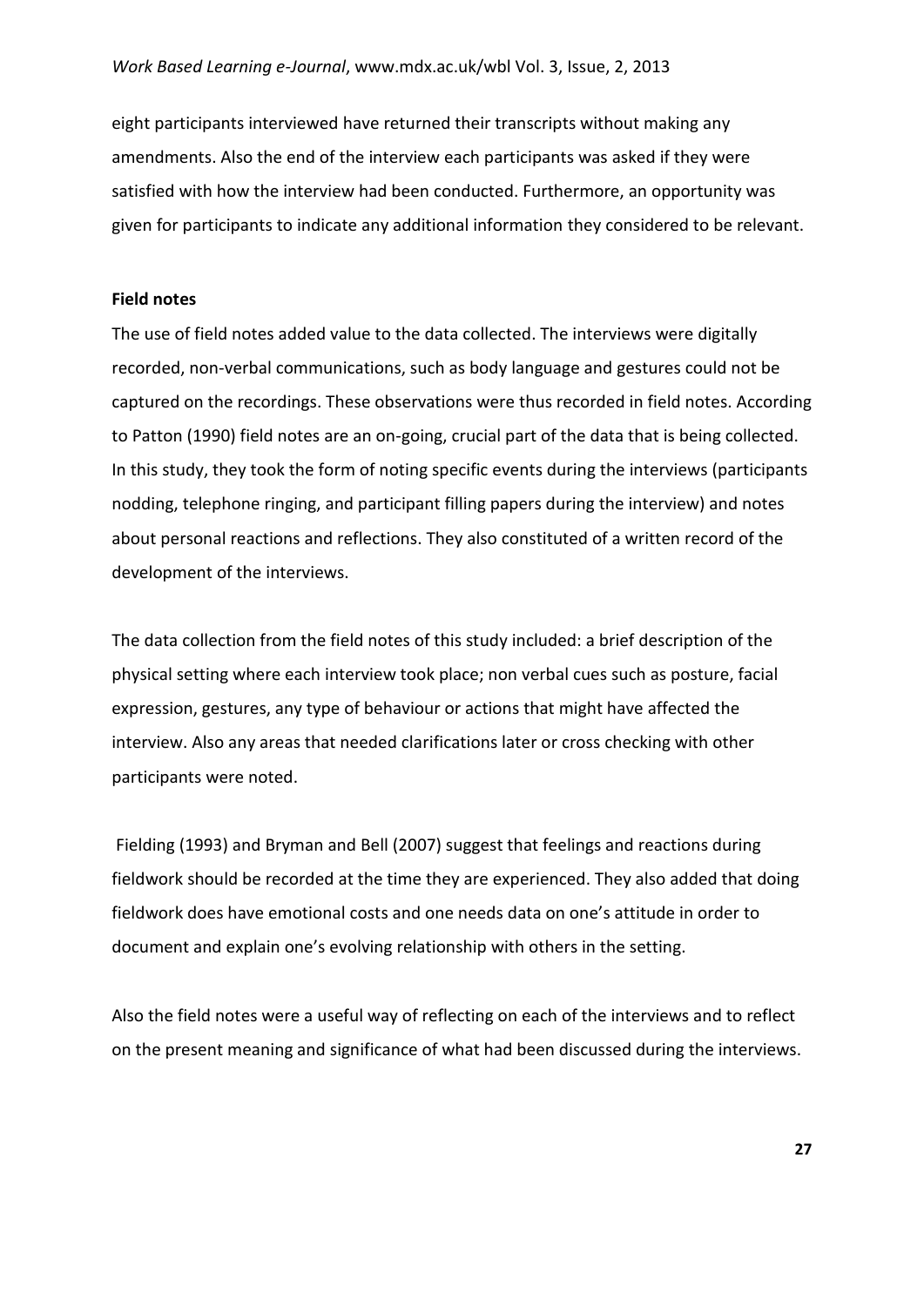eight participants interviewed have returned their transcripts without making any amendments. Also the end of the interview each participants was asked if they were satisfied with how the interview had been conducted. Furthermore, an opportunity was given for participants to indicate any additional information they considered to be relevant.

**Field notes**

The use of field notes added value to the data collected. The interviews were digitally recorded, non-verbal communications, such as body language and gestures could not be captured on the recordings. These observations were thus recorded in field notes. According to Patton (1990) field notes are an on-going, crucial part of the data that is being collected. In this study, they took the form of noting specific events during the interviews (participants nodding, telephone ringing, and participant filling papers during the interview) and notes about personal reactions and reflections. They also constituted of a written record of the development of the interviews.

The data collection from the field notes of this study included: a brief description of the physical setting where each interview took place; non verbal cues such as posture, facial expression, gestures, any type of behaviour or actions that might have affected the interview. Also any areas that needed clarifications later or cross checking with other participants were noted.

Fielding (1993) and Bryman and Bell (2007) suggest that feelings and reactions during fieldwork should be recorded at the time they are experienced. They also added that doing fieldwork does have emotional costs and one needs data on one's attitude in order to document and explain one's evolving relationship with others in the setting.

Also the field notes were a useful way of reflecting on each of the interviews and to reflect on the present meaning and significance of what had been discussed during the interviews.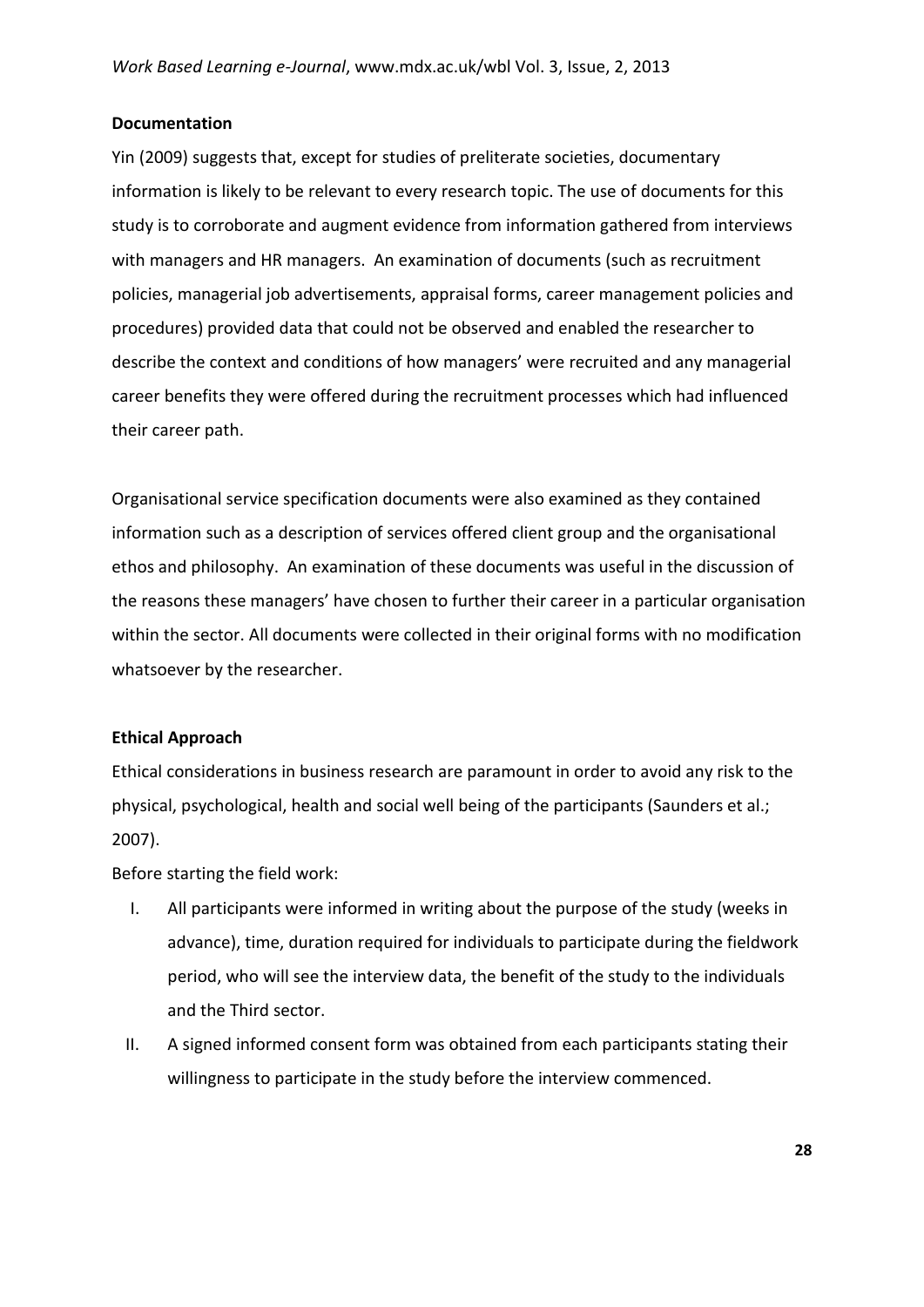**Documentation**

Yin (2009) suggests that, except for studies of preliterate societies, documentary information is likely to be relevant to every research topic. The use of documents for this study is to corroborate and augment evidence from information gathered from interviews with managers and HR managers. An examination of documents (such as recruitment policies, managerial job advertisements, appraisal forms, career management policies and procedures) provided data that could not be observed and enabled the researcher to describe the context and conditions of how managers' were recruited and any managerial career benefits they were offered during the recruitment processes which had influenced their career path.

Organisational service specification documents were also examined as they contained information such as a description of services offered client group and the organisational ethos and philosophy. An examination of these documents was useful in the discussion of the reasons these managers' have chosen to further their career in a particular organisation within the sector. All documents were collected in their original forms with no modification whatsoever by the researcher.

**Ethical Approach**

Ethical considerations in business research are paramount in order to avoid any risk to the physical, psychological, health and social well being of the participants (Saunders et al.; 2007).

Before starting the field work:

I. All participants were informed in writing about the purpose of the study (weeks in advance), time, duration required for individuals to participate during the fieldwork period, who will see the interview data, the benefit of the study to the individuals and the Third sector.

II. A signed informed consent form was obtained from each participants stating their willingness to participate in the study before the interview commenced.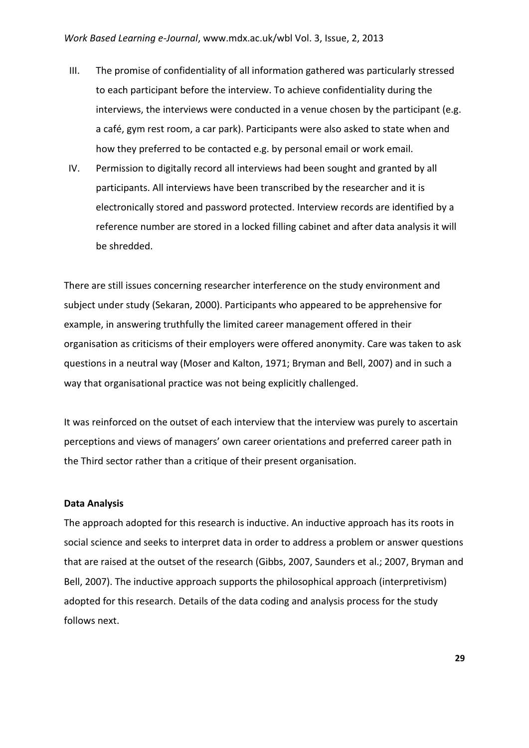III. The promise of confidentiality of all information gathered was particularly stressed to each participant before the interview. To achieve confidentiality during the interviews, the interviews were conducted in a venue chosen by the participant (e.g. a café, gym rest room, a car park). Participants were also asked to state when and how they preferred to be contacted e.g. by personal email or work email.

IV. Permission to digitally record all interviews had been sought and granted by all participants. All interviews have been transcribed by the researcher and it is electronically stored and password protected. Interview records are identified by a reference number are stored in a locked filling cabinet and after data analysis it will be shredded.

There are still issues concerning researcher interference on the study environment and subject under study (Sekaran, 2000). Participants who appeared to be apprehensive for example, in answering truthfully the limited career management offered in their organisation as criticisms of their employers were offered anonymity. Care was taken to ask questions in a neutral way (Moser and Kalton, 1971; Bryman and Bell, 2007) and in such a way that organisational practice was not being explicitly challenged.

It was reinforced on the outset of each interview that the interview was purely to ascertain perceptions and views of managers' own career orientations and preferred career path in the Third sector rather than a critique of their present organisation.

**Data Analysis**

The approach adopted for this research is inductive. An inductive approach has its roots in social science and seeks to interpret data in order to address a problem or answer questions that are raised at the outset of the research (Gibbs, 2007, Saunders et al.; 2007, Bryman and Bell, 2007). The inductive approach supports the philosophical approach (interpretivism) adopted for this research. Details of the data coding and analysis process for the study follows next.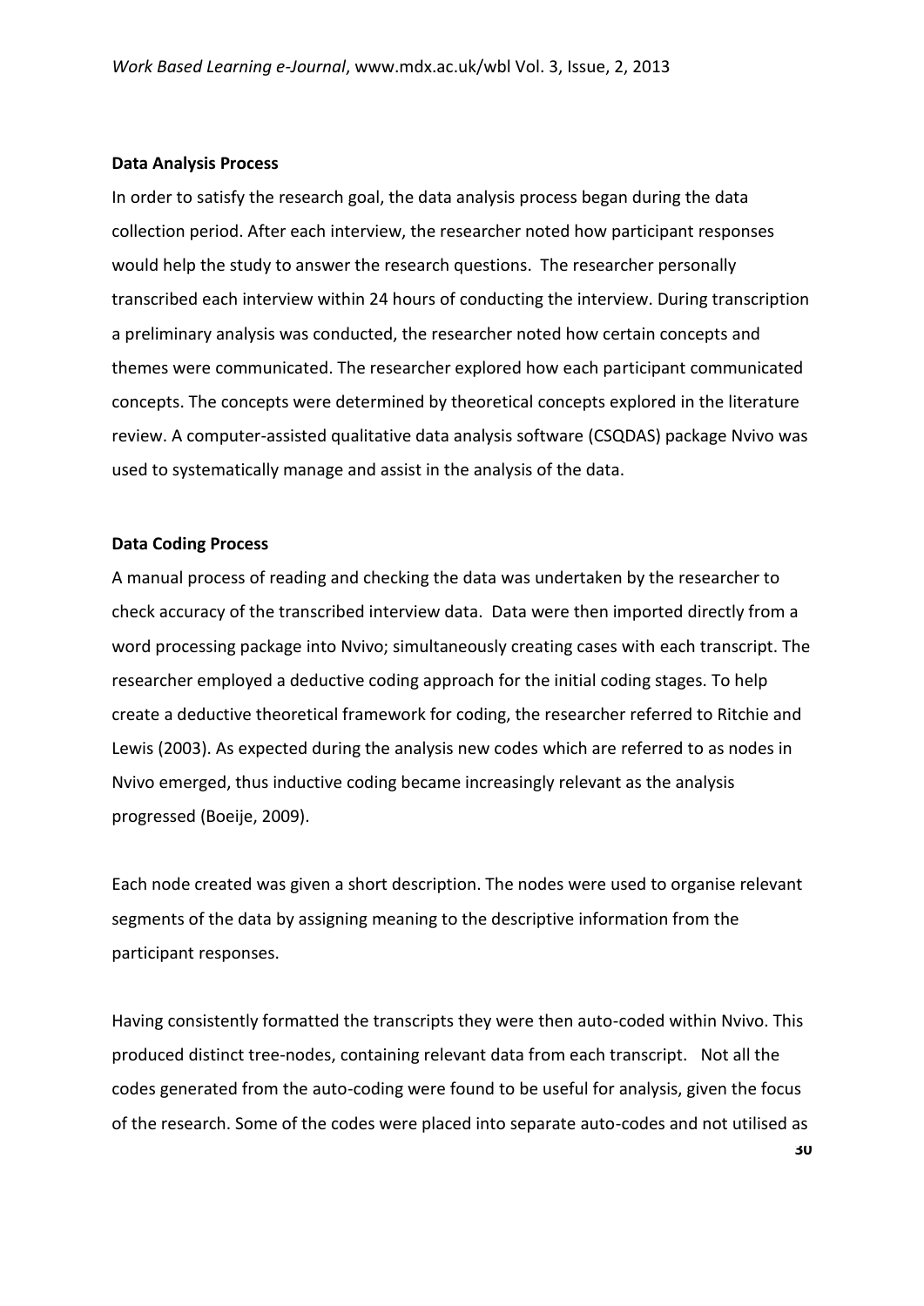**Data Analysis Process**

In order to satisfy the research goal, the data analysis process began during the data collection period. After each interview, the researcher noted how participant responses would help the study to answer the research questions. The researcher personally transcribed each interview within 24 hours of conducting the interview. During transcription a preliminary analysis was conducted, the researcher noted how certain concepts and themes were communicated. The researcher explored how each participant communicated concepts. The concepts were determined by theoretical concepts explored in the literature review. A computer-assisted qualitative data analysis software (CSQDAS) package Nvivo was used to systematically manage and assist in the analysis of the data.

**Data Coding Process**

A manual process of reading and checking the data was undertaken by the researcher to check accuracy of the transcribed interview data. Data were then imported directly from a word processing package into Nvivo; simultaneously creating cases with each transcript. The researcher employed a deductive coding approach for the initial coding stages. To help create a deductive theoretical framework for coding, the researcher referred to Ritchie and Lewis (2003). As expected during the analysis new codes which are referred to as nodes in Nvivo emerged, thus inductive coding became increasingly relevant as the analysis progressed (Boeije, 2009).

Each node created was given a short description. The nodes were used to organise relevant segments of the data by assigning meaning to the descriptive information from the participant responses.

Having consistently formatted the transcripts they were then auto-coded within Nvivo. This produced distinct tree-nodes, containing relevant data from each transcript. Not all the codes generated from the auto-coding were found to be useful for analysis, given the focus of the research. Some of the codes were placed into separate auto-codes and not utilised as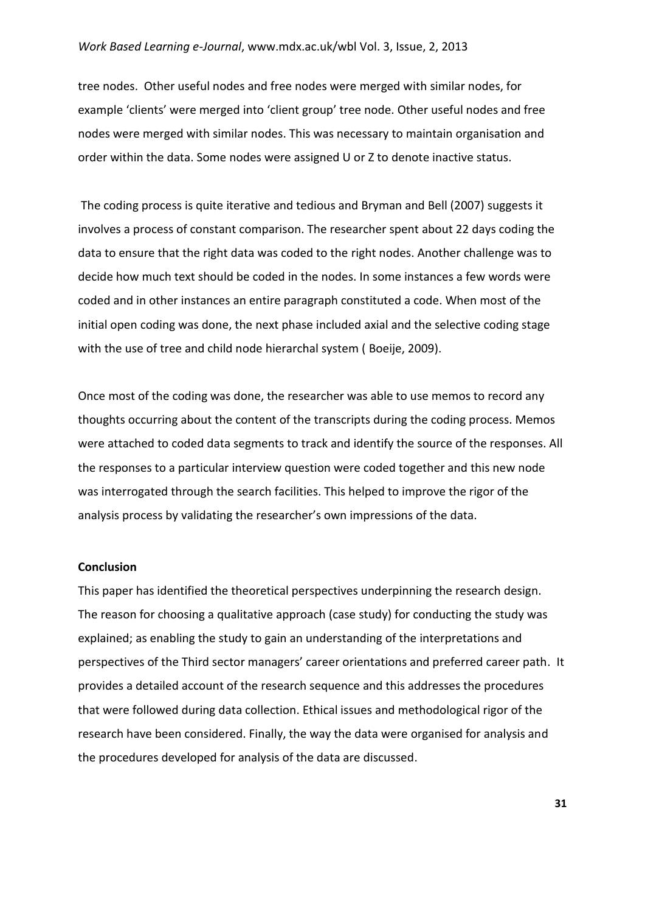tree nodes.  Other useful nodes and free nodes were merged with similar nodes, for example 'clients' were merged into 'client group' tree node. Other useful nodes and free nodes were merged with similar nodes. This was necessary to maintain organisation and order within the data. Some nodes were assigned U or Z to denote inactive status.

The coding process is quite iterative and tedious and Bryman and Bell (2007) suggests it involves a process of constant comparison. The researcher spent about 22 days coding the data to ensure that the right data was coded to the right nodes. Another challenge was to decide how much text should be coded in the nodes. In some instances a few words were coded and in other instances an entire paragraph constituted a code. When most of the initial open coding was done, the next phase included axial and the selective coding stage with the use of tree and child node hierarchal system ( Boeije, 2009).

Once most of the coding was done, the researcher was able to use memos to record any thoughts occurring about the content of the transcripts during the coding process. Memos were attached to coded data segments to track and identify the source of the responses. All the responses to a particular interview question were coded together and this new node was interrogated through the search facilities. This helped to improve the rigor of the analysis process by validating the researcher's own impressions of the data.

**Conclusion**

This paper has identified the theoretical perspectives underpinning the research design. The reason for choosing a qualitative approach (case study) for conducting the study was explained; as enabling the study to gain an understanding of the interpretations and perspectives of the Third sector managers' career orientations and preferred career path.  It provides a detailed account of the research sequence and this addresses the procedures that were followed during data collection. Ethical issues and methodological rigor of the research have been considered. Finally, the way the data were organised for analysis and the procedures developed for analysis of the data are discussed.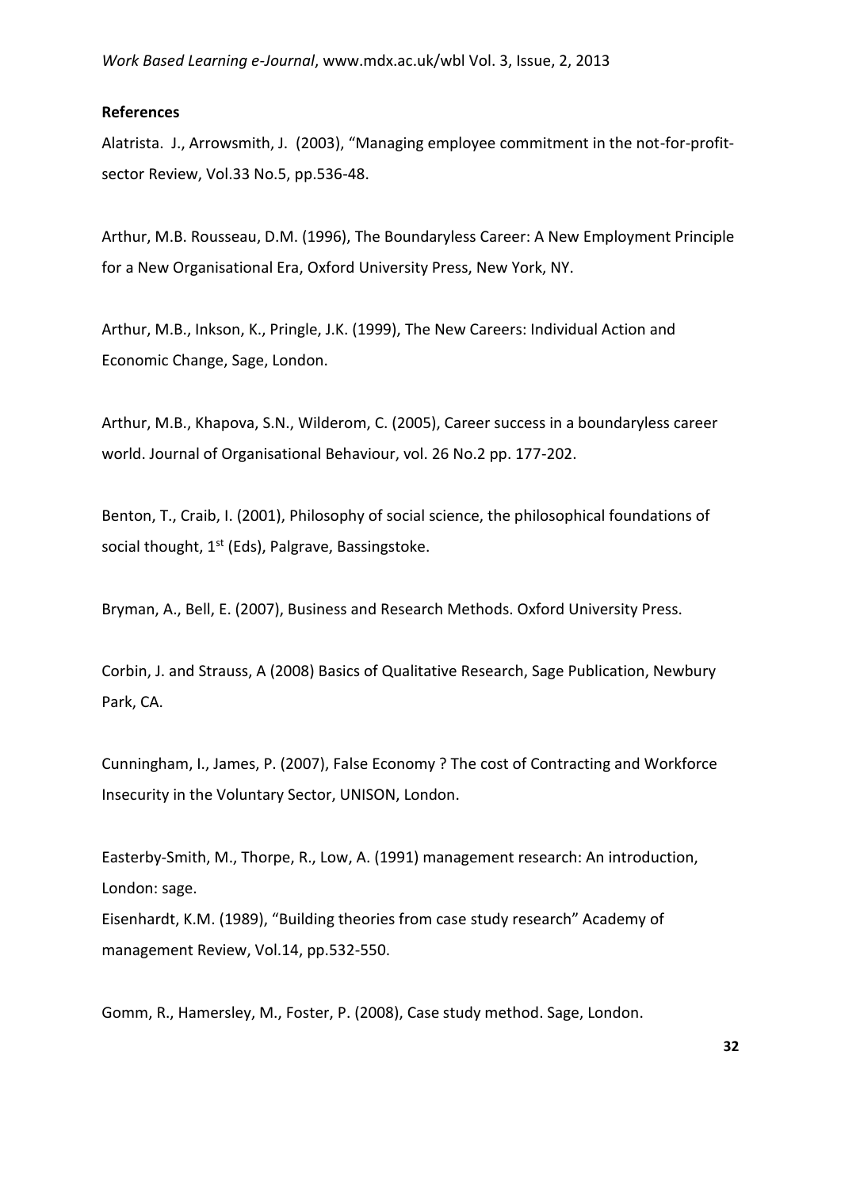**References**

Alatrista. J., Arrowsmith, J. (2003), "Managing employee commitment in the not-for-profit-sector Review, Vol.33 No.5, pp.536-48.

Arthur, M.B. Rousseau, D.M. (1996), The Boundaryless Career: A New Employment Principle for a New Organisational Era, Oxford University Press, New York, NY.

Arthur, M.B., Inkson, K., Pringle, J.K. (1999), The New Careers: Individual Action and Economic Change, Sage, London.

Arthur, M.B., Khapova, S.N., Wilderom, C. (2005), Career success in a boundaryless career world. Journal of Organisational Behaviour, vol. 26 No.2 pp. 177-202.

Benton, T., Craib, I. (2001), Philosophy of social science, the philosophical foundations of social thought, 1st (Eds), Palgrave, Bassingstoke.

Bryman, A., Bell, E. (2007), Business and Research Methods. Oxford University Press.

Corbin, J. and Strauss, A (2008) Basics of Qualitative Research, Sage Publication, Newbury Park, CA.

Cunningham, I., James, P. (2007), False Economy ? The cost of Contracting and Workforce Insecurity in the Voluntary Sector, UNISON, London.

Easterby-Smith, M., Thorpe, R., Low, A. (1991) management research: An introduction, London: sage.

Eisenhardt, K.M. (1989), "Building theories from case study research" Academy of management Review, Vol.14, pp.532-550.

Gomm, R., Hamersley, M., Foster, P. (2008), Case study method. Sage, London.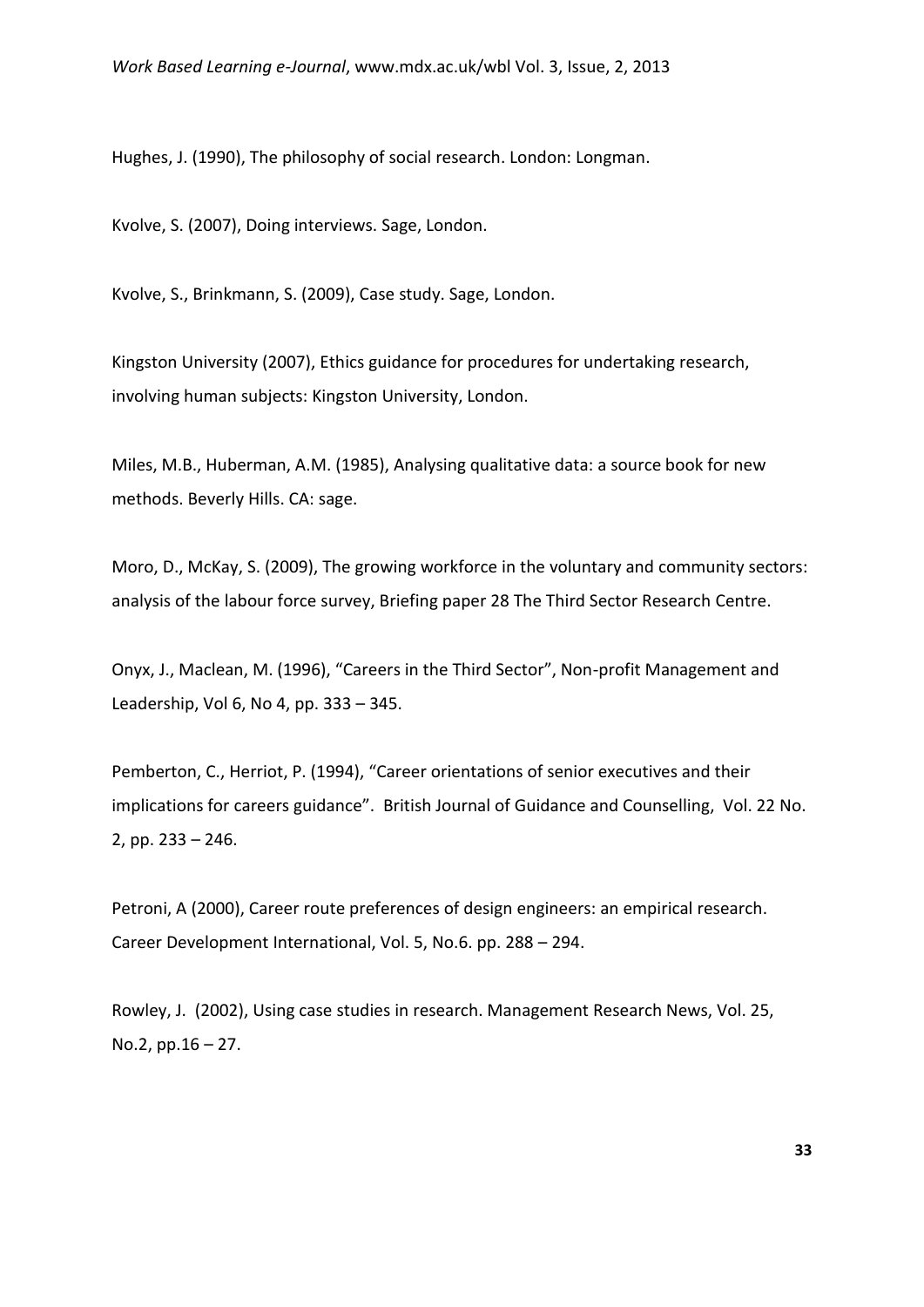Hughes, J. (1990), The philosophy of social research. London: Longman.

Kvolve, S. (2007), Doing interviews. Sage, London.

Kvolve, S., Brinkmann, S. (2009), Case study. Sage, London.

Kingston University (2007), Ethics guidance for procedures for undertaking research, involving human subjects: Kingston University, London.

Miles, M.B., Huberman, A.M. (1985), Analysing qualitative data: a source book for new methods. Beverly Hills. CA: sage.

Moro, D., McKay, S. (2009), The growing workforce in the voluntary and community sectors: analysis of the labour force survey, Briefing paper 28 The Third Sector Research Centre.

Onyx, J., Maclean, M. (1996), "Careers in the Third Sector", Non-profit Management and Leadership, Vol 6, No 4, pp. 333 – 345.

Pemberton, C., Herriot, P. (1994), "Career orientations of senior executives and their implications for careers guidance". British Journal of Guidance and Counselling, Vol. 22 No. 2, pp. 233 – 246.

Petroni, A (2000), Career route preferences of design engineers: an empirical research. Career Development International, Vol. 5, No.6. pp. 288 – 294.

Rowley, J. (2002), Using case studies in research. Management Research News, Vol. 25, No.2, pp.16 – 27.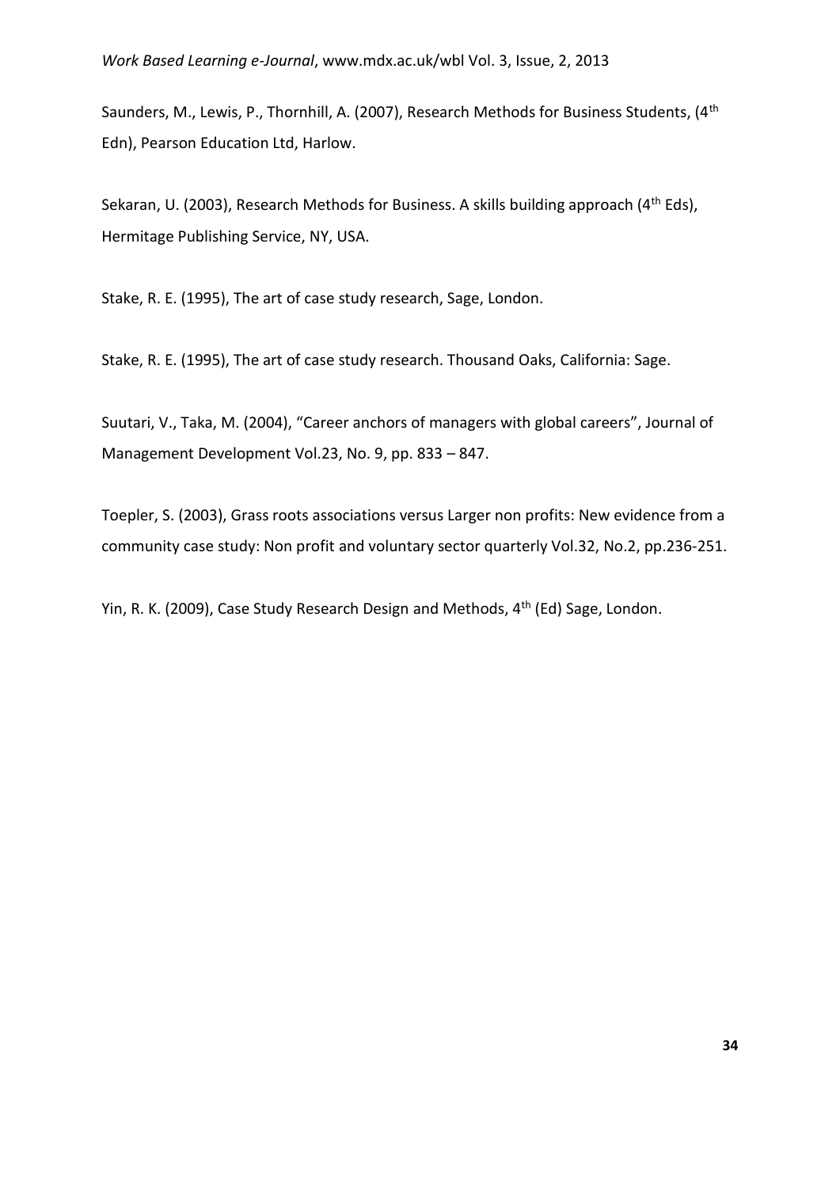Saunders, M., Lewis, P., Thornhill, A. (2007), Research Methods for Business Students, (4th Edn), Pearson Education Ltd, Harlow.

Sekaran, U. (2003), Research Methods for Business. A skills building approach (4th Eds), Hermitage Publishing Service, NY, USA.

Stake, R. E. (1995), The art of case study research, Sage, London.

Stake, R. E. (1995), The art of case study research. Thousand Oaks, California: Sage.

Suutari, V., Taka, M. (2004), "Career anchors of managers with global careers", Journal of Management Development Vol.23, No. 9, pp. 833 – 847.

Toepler, S. (2003), Grass roots associations versus Larger non profits: New evidence from a community case study: Non profit and voluntary sector quarterly Vol.32, No.2, pp.236-251.

Yin, R. K. (2009), Case Study Research Design and Methods, 4th (Ed) Sage, London.